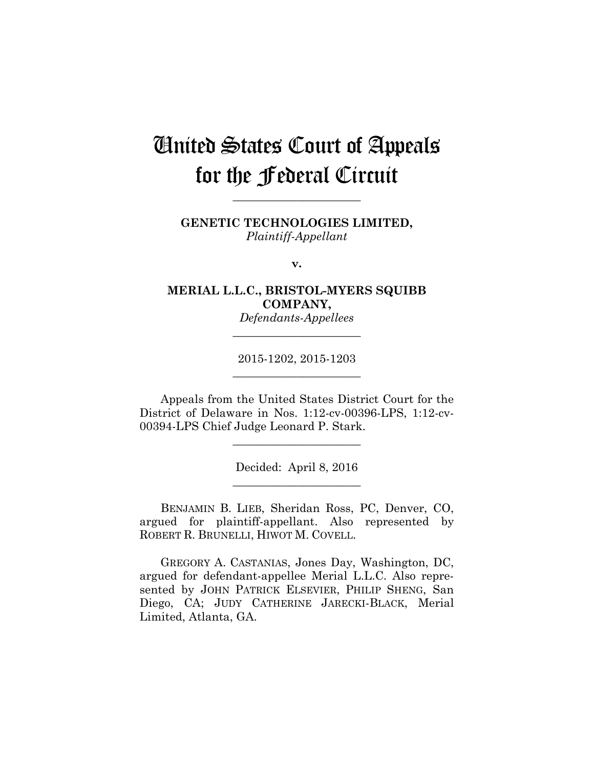# United States Court of Appeals for the Federal Circuit

---

**GENETIC TECHNOLOGIES LIMITED,**
*Plaintiff-Appellant*

**v.**

**MERIAL L.L.C., BRISTOL-MYERS SQUIBB COMPANY,**
*Defendants-Appellees*

---

2015-1202, 2015-1203

---

Appeals from the United States District Court for the District of Delaware in Nos. 1:12-cv-00396-LPS, 1:12-cv-00394-LPS Chief Judge Leonard P. Stark.

---

Decided: April 8, 2016

---

BENJAMIN B. LIEB, Sheridan Ross, PC, Denver, CO, argued for plaintiff-appellant. Also represented by ROBERT R. BRUNELLI, HIWOT M. COVELL.

GREGORY A. CASTANIAS, Jones Day, Washington, DC, argued for defendant-appellee Merial L.L.C. Also represented by JOHN PATRICK ELSEVIER, PHILIP SHENG, San Diego, CA; JUDY CATHERINE JARECKI-BLACK, Merial Limited, Atlanta, GA.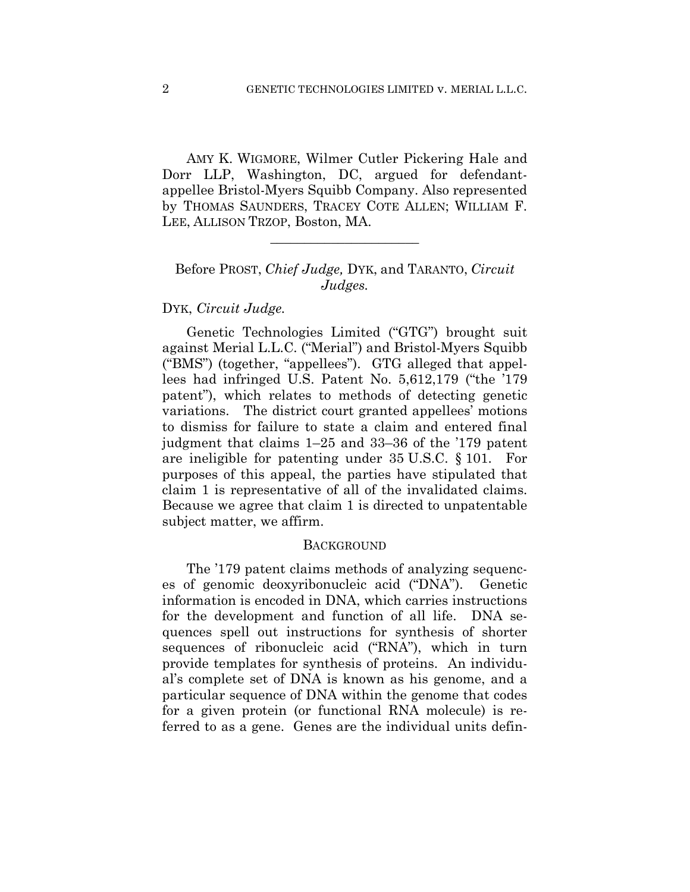AMY K. WIGMORE, Wilmer Cutler Pickering Hale and Dorr LLP, Washington, DC, argued for defendant-appellee Bristol-Myers Squibb Company. Also represented by THOMAS SAUNDERS, TRACEY COTE ALLEN; WILLIAM F. LEE, ALLISON TRZOP, Boston, MA.

---

Before PROST, *Chief Judge,* DYK, and TARANTO, *Circuit Judges.*

DYK, *Circuit Judge.*

Genetic Technologies Limited ("GTG") brought suit against Merial L.L.C. ("Merial") and Bristol-Myers Squibb ("BMS") (together, "appellees"). GTG alleged that appellees had infringed U.S. Patent No. 5,612,179 ("the '179 patent"), which relates to methods of detecting genetic variations. The district court granted appellees' motions to dismiss for failure to state a claim and entered final judgment that claims 1–25 and 33–36 of the '179 patent are ineligible for patenting under 35 U.S.C. § 101. For purposes of this appeal, the parties have stipulated that claim 1 is representative of all of the invalidated claims. Because we agree that claim 1 is directed to unpatentable subject matter, we affirm.

## BACKGROUND

The '179 patent claims methods of analyzing sequences of genomic deoxyribonucleic acid ("DNA"). Genetic information is encoded in DNA, which carries instructions for the development and function of all life. DNA sequences spell out instructions for synthesis of shorter sequences of ribonucleic acid ("RNA"), which in turn provide templates for synthesis of proteins. An individual's complete set of DNA is known as his genome, and a particular sequence of DNA within the genome that codes for a given protein (or functional RNA molecule) is referred to as a gene. Genes are the individual units defin-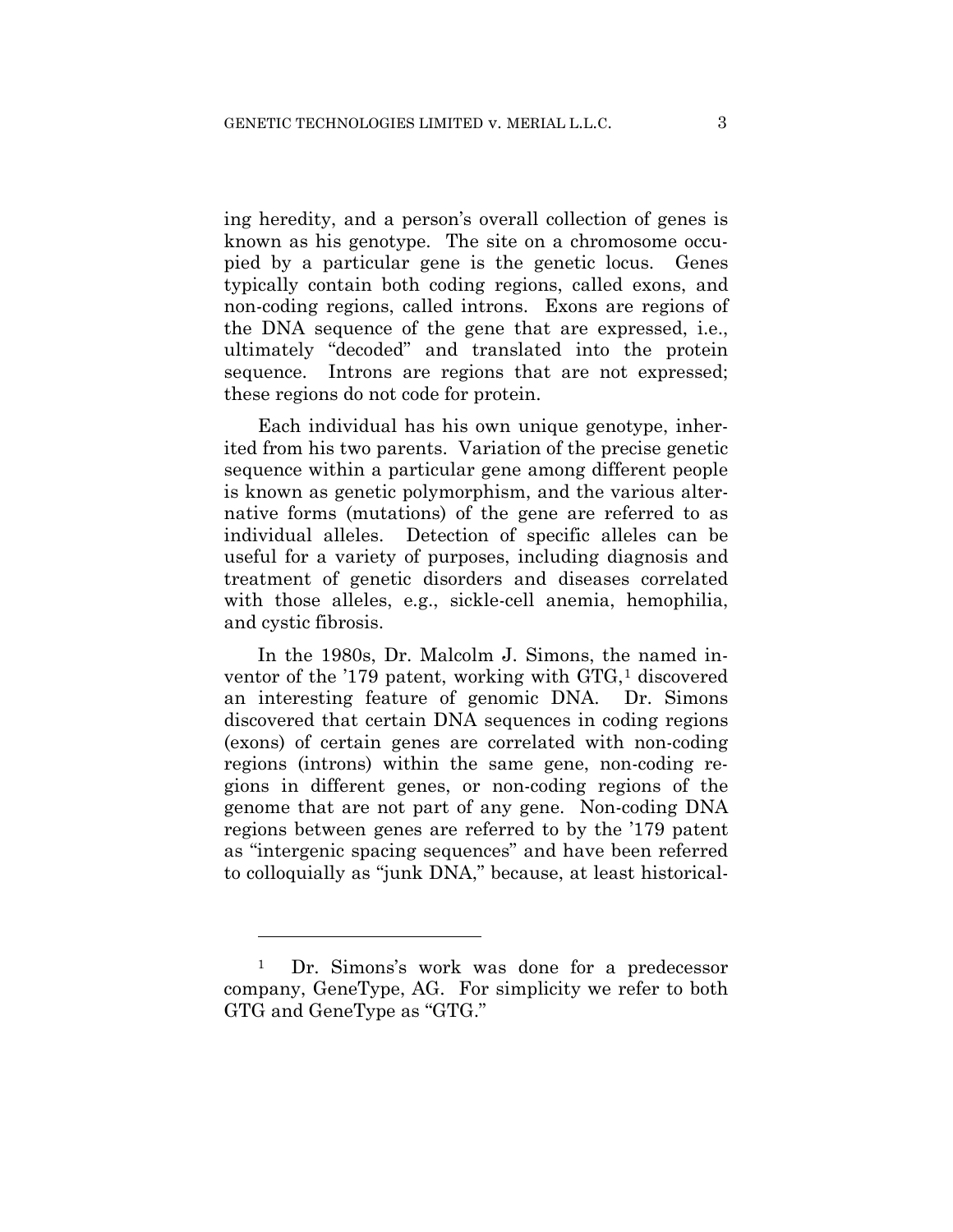ing heredity, and a person's overall collection of genes is known as his genotype. The site on a chromosome occupied by a particular gene is the genetic locus. Genes typically contain both coding regions, called exons, and non-coding regions, called introns. Exons are regions of the DNA sequence of the gene that are expressed, i.e., ultimately "decoded" and translated into the protein sequence. Introns are regions that are not expressed; these regions do not code for protein.

Each individual has his own unique genotype, inherited from his two parents. Variation of the precise genetic sequence within a particular gene among different people is known as genetic polymorphism, and the various alternative forms (mutations) of the gene are referred to as individual alleles. Detection of specific alleles can be useful for a variety of purposes, including diagnosis and treatment of genetic disorders and diseases correlated with those alleles, e.g., sickle-cell anemia, hemophilia, and cystic fibrosis.

In the 1980s, Dr. Malcolm J. Simons, the named inventor of the '179 patent, working with GTG,[1] discovered an interesting feature of genomic DNA. Dr. Simons discovered that certain DNA sequences in coding regions (exons) of certain genes are correlated with non-coding regions (introns) within the same gene, non-coding regions in different genes, or non-coding regions of the genome that are not part of any gene. Non-coding DNA regions between genes are referred to by the '179 patent as "intergenic spacing sequences" and have been referred to colloquially as "junk DNA," because, at least historical-

---

[1] Dr. Simons's work was done for a predecessor company, GeneType, AG. For simplicity we refer to both GTG and GeneType as "GTG."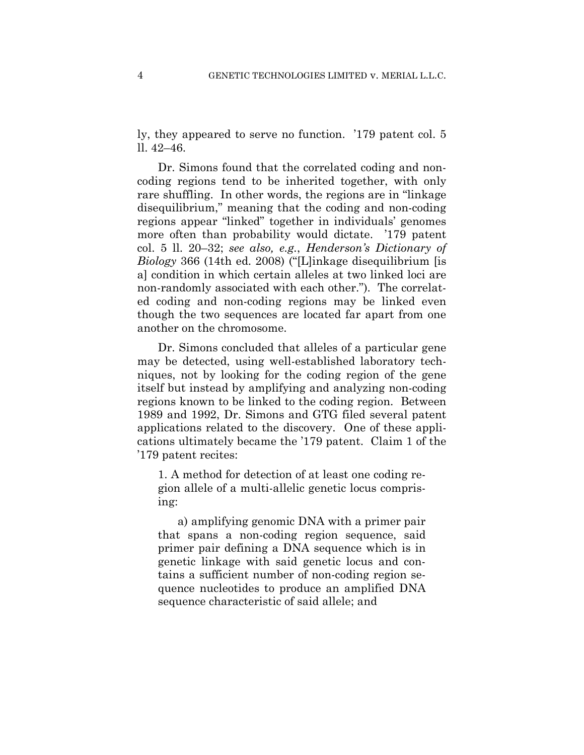ly, they appeared to serve no function. ’179 patent col. 5 ll. 42–46.

Dr. Simons found that the correlated coding and non-coding regions tend to be inherited together, with only rare shuffling. In other words, the regions are in “linkage disequilibrium,” meaning that the coding and non-coding regions appear “linked” together in individuals’ genomes more often than probability would dictate. ’179 patent col. 5 ll. 20–32; *see also, e.g.*, *Henderson’s Dictionary of Biology* 366 (14th ed. 2008) (“[L]inkage disequilibrium [is a] condition in which certain alleles at two linked loci are non-randomly associated with each other.”). The correlated coding and non-coding regions may be linked even though the two sequences are located far apart from one another on the chromosome.

Dr. Simons concluded that alleles of a particular gene may be detected, using well-established laboratory techniques, not by looking for the coding region of the gene itself but instead by amplifying and analyzing non-coding regions known to be linked to the coding region. Between 1989 and 1992, Dr. Simons and GTG filed several patent applications related to the discovery. One of these applications ultimately became the ’179 patent. Claim 1 of the ’179 patent recites:

> 1. A method for detection of at least one coding region allele of a multi-allelic genetic locus comprising:
>
> a) amplifying genomic DNA with a primer pair that spans a non-coding region sequence, said primer pair defining a DNA sequence which is in genetic linkage with said genetic locus and contains a sufficient number of non-coding region sequence nucleotides to produce an amplified DNA sequence characteristic of said allele; and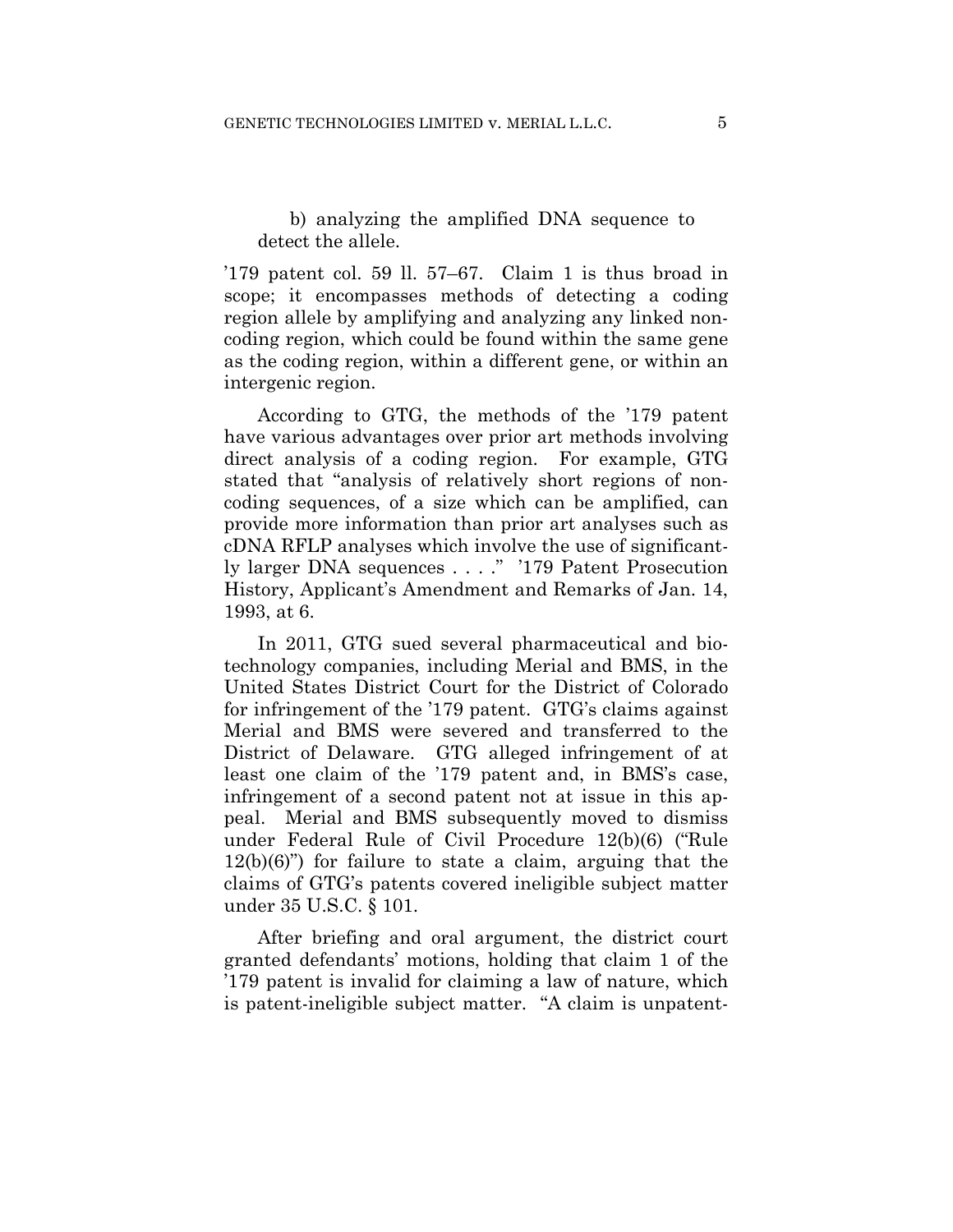b) analyzing the amplified DNA sequence to detect the allele.

’179 patent col. 59 ll. 57–67. Claim 1 is thus broad in scope; it encompasses methods of detecting a coding region allele by amplifying and analyzing any linked non-coding region, which could be found within the same gene as the coding region, within a different gene, or within an intergenic region.

According to GTG, the methods of the ’179 patent have various advantages over prior art methods involving direct analysis of a coding region. For example, GTG stated that “analysis of relatively short regions of non-coding sequences, of a size which can be amplified, can provide more information than prior art analyses such as cDNA RFLP analyses which involve the use of significantly larger DNA sequences . . . .” ’179 Patent Prosecution History, Applicant’s Amendment and Remarks of Jan. 14, 1993, at 6.

In 2011, GTG sued several pharmaceutical and biotechnology companies, including Merial and BMS, in the United States District Court for the District of Colorado for infringement of the ’179 patent. GTG’s claims against Merial and BMS were severed and transferred to the District of Delaware. GTG alleged infringement of at least one claim of the ’179 patent and, in BMS’s case, infringement of a second patent not at issue in this appeal. Merial and BMS subsequently moved to dismiss under Federal Rule of Civil Procedure 12(b)(6) (“Rule 12(b)(6)”) for failure to state a claim, arguing that the claims of GTG’s patents covered ineligible subject matter under 35 U.S.C. § 101.

After briefing and oral argument, the district court granted defendants’ motions, holding that claim 1 of the ’179 patent is invalid for claiming a law of nature, which is patent-ineligible subject matter. “A claim is unpatent-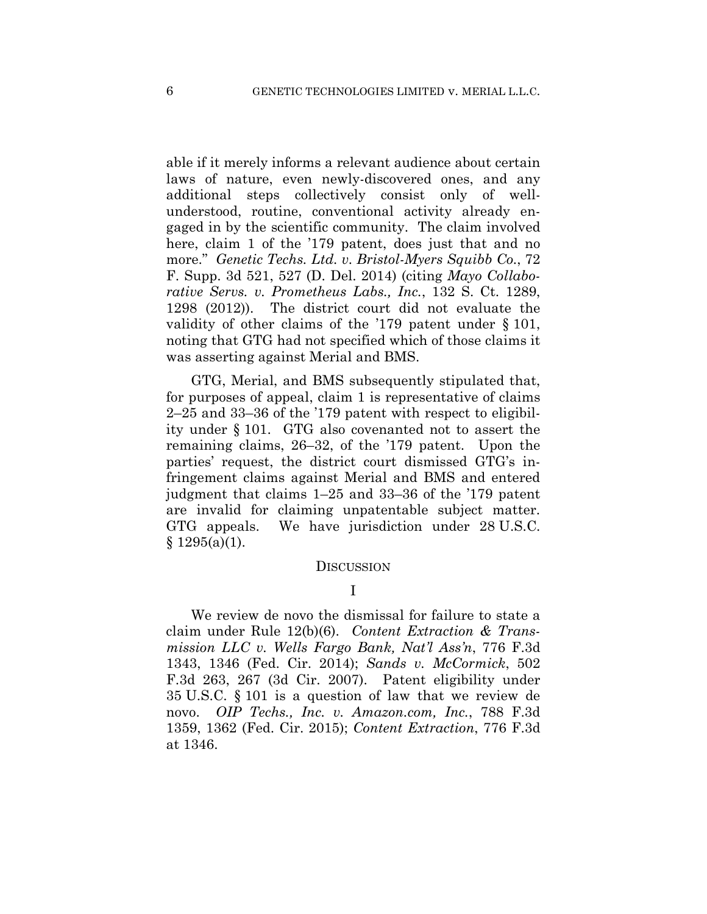able if it merely informs a relevant audience about certain laws of nature, even newly-discovered ones, and any additional steps collectively consist only of well-understood, routine, conventional activity already engaged in by the scientific community. The claim involved here, claim 1 of the '179 patent, does just that and no more." *Genetic Techs. Ltd. v. Bristol-Myers Squibb Co.*, 72 F. Supp. 3d 521, 527 (D. Del. 2014) (citing *Mayo Collaborative Servs. v. Prometheus Labs., Inc.*, 132 S. Ct. 1289, 1298 (2012)). The district court did not evaluate the validity of other claims of the '179 patent under § 101, noting that GTG had not specified which of those claims it was asserting against Merial and BMS.

GTG, Merial, and BMS subsequently stipulated that, for purposes of appeal, claim 1 is representative of claims 2–25 and 33–36 of the '179 patent with respect to eligibility under § 101. GTG also covenanted not to assert the remaining claims, 26–32, of the '179 patent. Upon the parties' request, the district court dismissed GTG's infringement claims against Merial and BMS and entered judgment that claims 1–25 and 33–36 of the '179 patent are invalid for claiming unpatentable subject matter. GTG appeals. We have jurisdiction under 28 U.S.C. § 1295(a)(1).

## Discussion

### I

We review de novo the dismissal for failure to state a claim under Rule 12(b)(6). *Content Extraction & Transmission LLC v. Wells Fargo Bank, Nat'l Ass'n*, 776 F.3d 1343, 1346 (Fed. Cir. 2014); *Sands v. McCormick*, 502 F.3d 263, 267 (3d Cir. 2007). Patent eligibility under 35 U.S.C. § 101 is a question of law that we review de novo. *OIP Techs., Inc. v. Amazon.com, Inc.*, 788 F.3d 1359, 1362 (Fed. Cir. 2015); *Content Extraction*, 776 F.3d at 1346.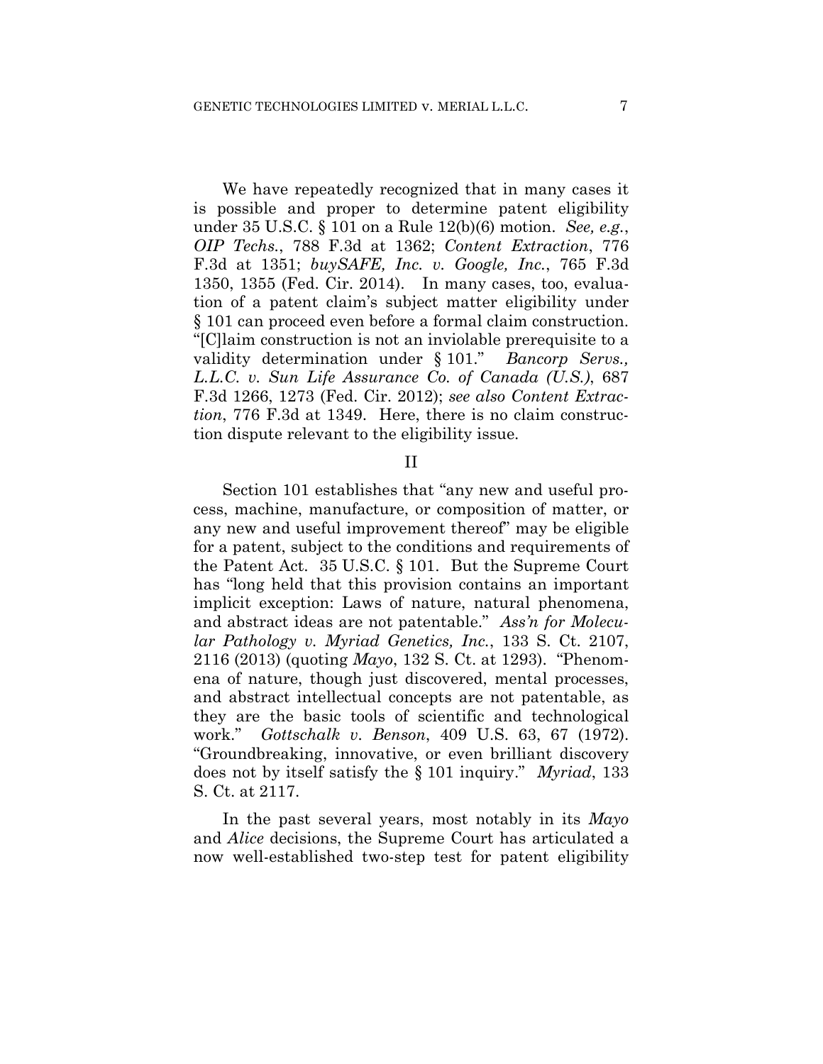We have repeatedly recognized that in many cases it is possible and proper to determine patent eligibility under 35 U.S.C. § 101 on a Rule 12(b)(6) motion. *See, e.g.*, *OIP Techs.*, 788 F.3d at 1362; *Content Extraction*, 776 F.3d at 1351; *buySAFE, Inc. v. Google, Inc.*, 765 F.3d 1350, 1355 (Fed. Cir. 2014). In many cases, too, evaluation of a patent claim's subject matter eligibility under § 101 can proceed even before a formal claim construction. "[C]laim construction is not an inviolable prerequisite to a validity determination under § 101." *Bancorp Servs., L.L.C. v. Sun Life Assurance Co. of Canada (U.S.)*, 687 F.3d 1266, 1273 (Fed. Cir. 2012); *see also Content Extraction*, 776 F.3d at 1349. Here, there is no claim construction dispute relevant to the eligibility issue.

## II

Section 101 establishes that "any new and useful process, machine, manufacture, or composition of matter, or any new and useful improvement thereof" may be eligible for a patent, subject to the conditions and requirements of the Patent Act. 35 U.S.C. § 101. But the Supreme Court has "long held that this provision contains an important implicit exception: Laws of nature, natural phenomena, and abstract ideas are not patentable." *Ass'n for Molecular Pathology v. Myriad Genetics, Inc.*, 133 S. Ct. 2107, 2116 (2013) (quoting *Mayo*, 132 S. Ct. at 1293). "Phenomena of nature, though just discovered, mental processes, and abstract intellectual concepts are not patentable, as they are the basic tools of scientific and technological work." *Gottschalk v. Benson*, 409 U.S. 63, 67 (1972). "Groundbreaking, innovative, or even brilliant discovery does not by itself satisfy the § 101 inquiry." *Myriad*, 133 S. Ct. at 2117.

In the past several years, most notably in its *Mayo* and *Alice* decisions, the Supreme Court has articulated a now well-established two-step test for patent eligibility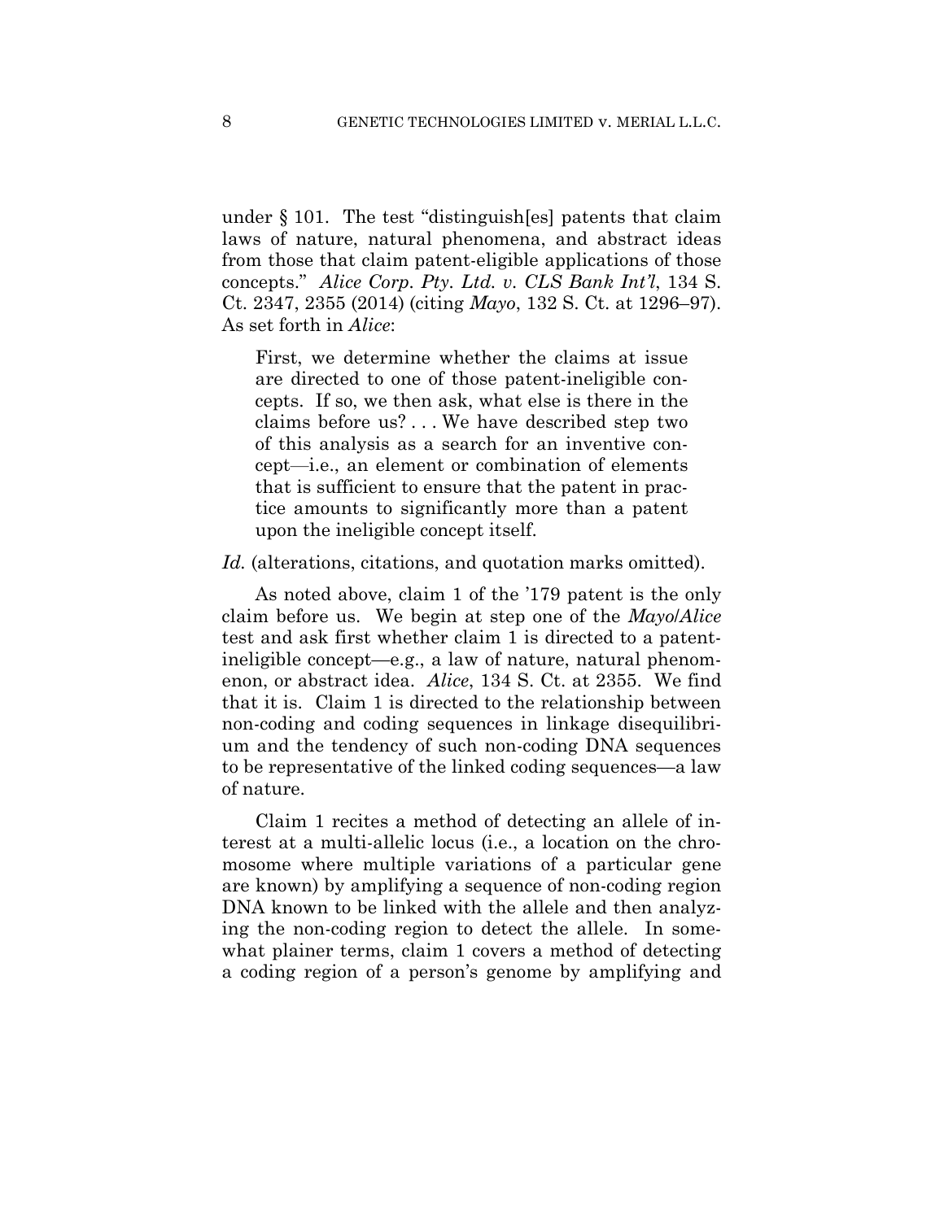under § 101. The test "distinguish[es] patents that claim laws of nature, natural phenomena, and abstract ideas from those that claim patent-eligible applications of those concepts." *Alice Corp. Pty. Ltd. v. CLS Bank Int'l*, 134 S. Ct. 2347, 2355 (2014) (citing *Mayo*, 132 S. Ct. at 1296–97). As set forth in *Alice*:

> First, we determine whether the claims at issue are directed to one of those patent-ineligible concepts. If so, we then ask, what else is there in the claims before us? . . . We have described step two of this analysis as a search for an inventive concept—i.e., an element or combination of elements that is sufficient to ensure that the patent in practice amounts to significantly more than a patent upon the ineligible concept itself.

*Id.* (alterations, citations, and quotation marks omitted).

As noted above, claim 1 of the '179 patent is the only claim before us. We begin at step one of the *Mayo*/*Alice* test and ask first whether claim 1 is directed to a patent-ineligible concept—e.g., a law of nature, natural phenomenon, or abstract idea. *Alice*, 134 S. Ct. at 2355. We find that it is. Claim 1 is directed to the relationship between non-coding and coding sequences in linkage disequilibrium and the tendency of such non-coding DNA sequences to be representative of the linked coding sequences—a law of nature.

Claim 1 recites a method of detecting an allele of interest at a multi-allelic locus (i.e., a location on the chromosome where multiple variations of a particular gene are known) by amplifying a sequence of non-coding region DNA known to be linked with the allele and then analyzing the non-coding region to detect the allele. In somewhat plainer terms, claim 1 covers a method of detecting a coding region of a person's genome by amplifying and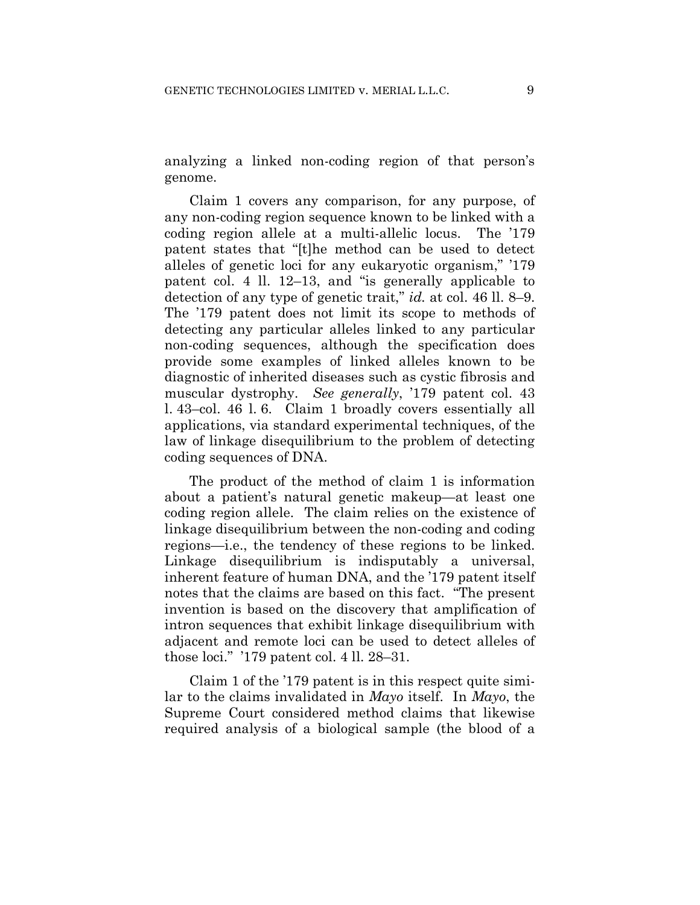analyzing a linked non-coding region of that person's genome.

Claim 1 covers any comparison, for any purpose, of any non-coding region sequence known to be linked with a coding region allele at a multi-allelic locus. The '179 patent states that "[t]he method can be used to detect alleles of genetic loci for any eukaryotic organism," '179 patent col. 4 ll. 12–13, and "is generally applicable to detection of any type of genetic trait," *id.* at col. 46 ll. 8–9. The '179 patent does not limit its scope to methods of detecting any particular alleles linked to any particular non-coding sequences, although the specification does provide some examples of linked alleles known to be diagnostic of inherited diseases such as cystic fibrosis and muscular dystrophy. *See generally*, '179 patent col. 43 l. 43–col. 46 l. 6. Claim 1 broadly covers essentially all applications, via standard experimental techniques, of the law of linkage disequilibrium to the problem of detecting coding sequences of DNA.

The product of the method of claim 1 is information about a patient's natural genetic makeup—at least one coding region allele. The claim relies on the existence of linkage disequilibrium between the non-coding and coding regions—i.e., the tendency of these regions to be linked. Linkage disequilibrium is indisputably a universal, inherent feature of human DNA, and the '179 patent itself notes that the claims are based on this fact. "The present invention is based on the discovery that amplification of intron sequences that exhibit linkage disequilibrium with adjacent and remote loci can be used to detect alleles of those loci." '179 patent col. 4 ll. 28–31.

Claim 1 of the '179 patent is in this respect quite similar to the claims invalidated in *Mayo* itself. In *Mayo*, the Supreme Court considered method claims that likewise required analysis of a biological sample (the blood of a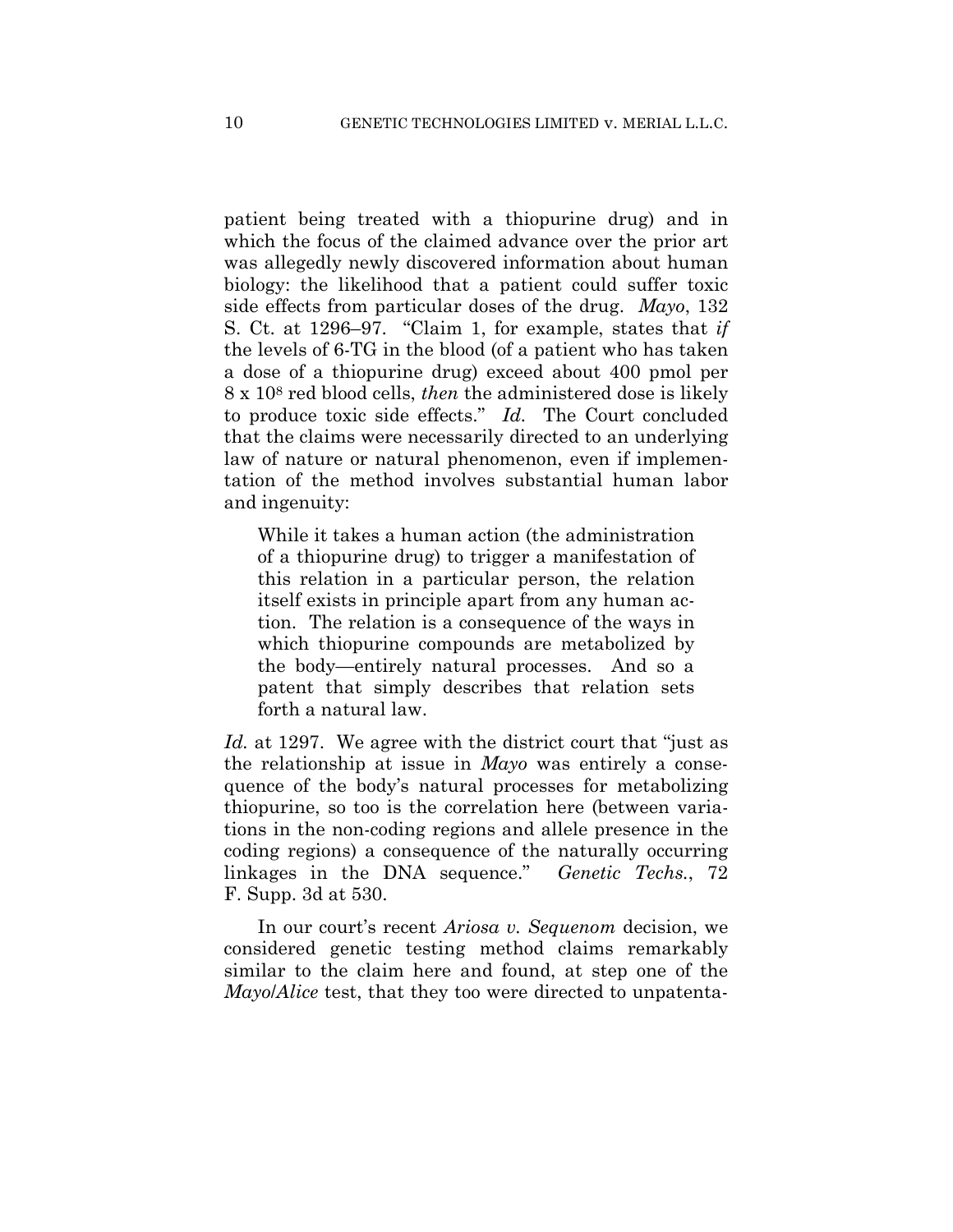patient being treated with a thiopurine drug) and in which the focus of the claimed advance over the prior art was allegedly newly discovered information about human biology: the likelihood that a patient could suffer toxic side effects from particular doses of the drug. *Mayo*, 132 S. Ct. at 1296–97. "Claim 1, for example, states that *if* the levels of 6-TG in the blood (of a patient who has taken a dose of a thiopurine drug) exceed about 400 pmol per 8 x $10^8$ red blood cells, *then* the administered dose is likely to produce toxic side effects." *Id.* The Court concluded that the claims were necessarily directed to an underlying law of nature or natural phenomenon, even if implementation of the method involves substantial human labor and ingenuity:

> While it takes a human action (the administration of a thiopurine drug) to trigger a manifestation of this relation in a particular person, the relation itself exists in principle apart from any human action. The relation is a consequence of the ways in which thiopurine compounds are metabolized by the body—entirely natural processes. And so a patent that simply describes that relation sets forth a natural law.

*Id.* at 1297. We agree with the district court that "just as the relationship at issue in *Mayo* was entirely a consequence of the body's natural processes for metabolizing thiopurine, so too is the correlation here (between variations in the non-coding regions and allele presence in the coding regions) a consequence of the naturally occurring linkages in the DNA sequence." *Genetic Techs.*, 72 F. Supp. 3d at 530.

In our court's recent *Ariosa v. Sequenom* decision, we considered genetic testing method claims remarkably similar to the claim here and found, at step one of the *Mayo*/*Alice* test, that they too were directed to unpatenta-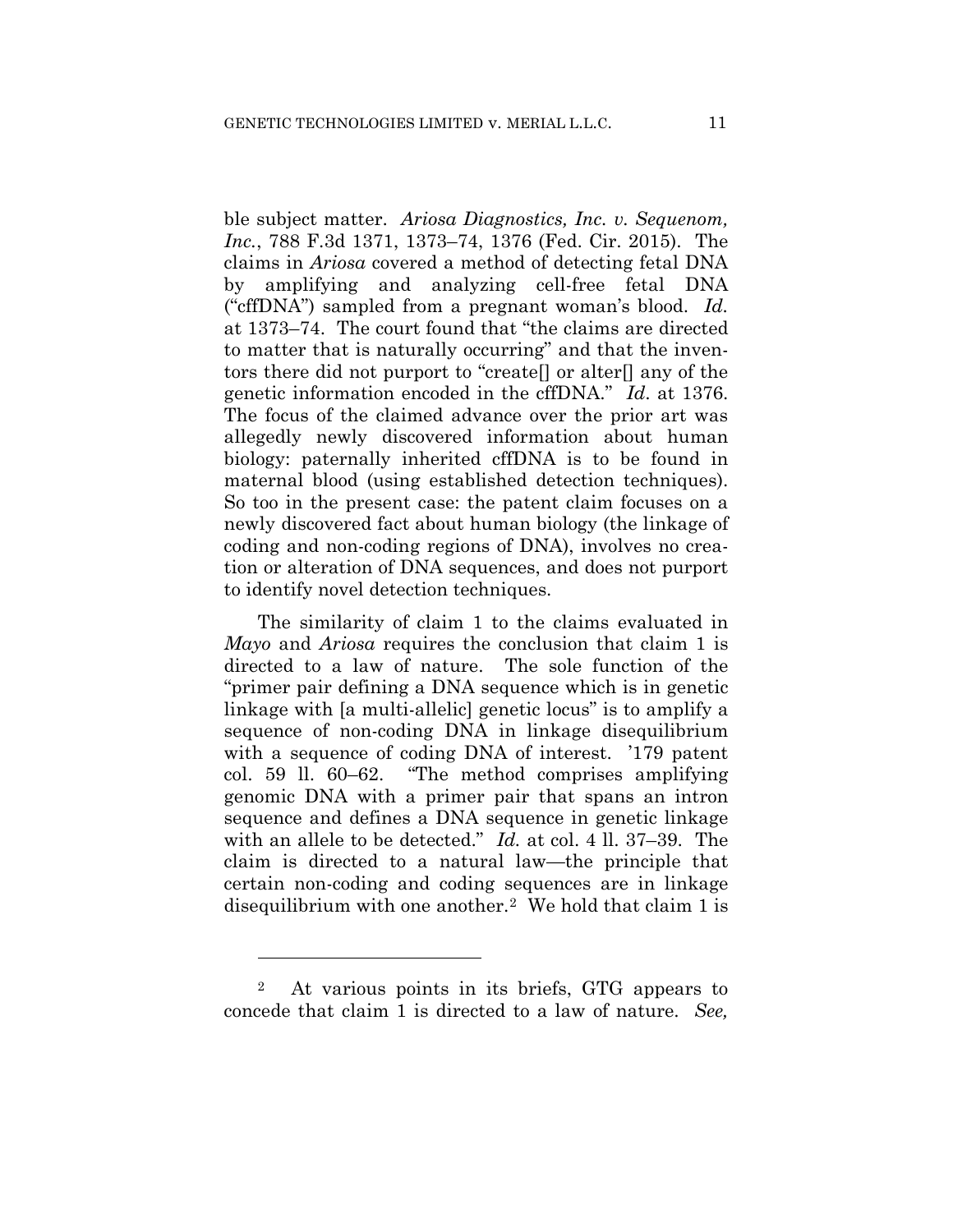ble subject matter. *Ariosa Diagnostics, Inc. v. Sequenom, Inc.*, 788 F.3d 1371, 1373–74, 1376 (Fed. Cir. 2015). The claims in *Ariosa* covered a method of detecting fetal DNA by amplifying and analyzing cell-free fetal DNA ("cffDNA") sampled from a pregnant woman's blood. *Id.* at 1373–74. The court found that "the claims are directed to matter that is naturally occurring" and that the inventors there did not purport to "create[] or alter[] any of the genetic information encoded in the cffDNA." *Id.* at 1376. The focus of the claimed advance over the prior art was allegedly newly discovered information about human biology: paternally inherited cffDNA is to be found in maternal blood (using established detection techniques). So too in the present case: the patent claim focuses on a newly discovered fact about human biology (the linkage of coding and non-coding regions of DNA), involves no creation or alteration of DNA sequences, and does not purport to identify novel detection techniques.

The similarity of claim 1 to the claims evaluated in *Mayo* and *Ariosa* requires the conclusion that claim 1 is directed to a law of nature. The sole function of the "primer pair defining a DNA sequence which is in genetic linkage with [a multi-allelic] genetic locus" is to amplify a sequence of non-coding DNA in linkage disequilibrium with a sequence of coding DNA of interest. '179 patent col. 59 ll. 60–62. "The method comprises amplifying genomic DNA with a primer pair that spans an intron sequence and defines a DNA sequence in genetic linkage with an allele to be detected." *Id.* at col. 4 ll. 37–39. The claim is directed to a natural law—the principle that certain non-coding and coding sequences are in linkage disequilibrium with one another.[2] We hold that claim 1 is

---

[2] At various points in its briefs, GTG appears to concede that claim 1 is directed to a law of nature. *See,*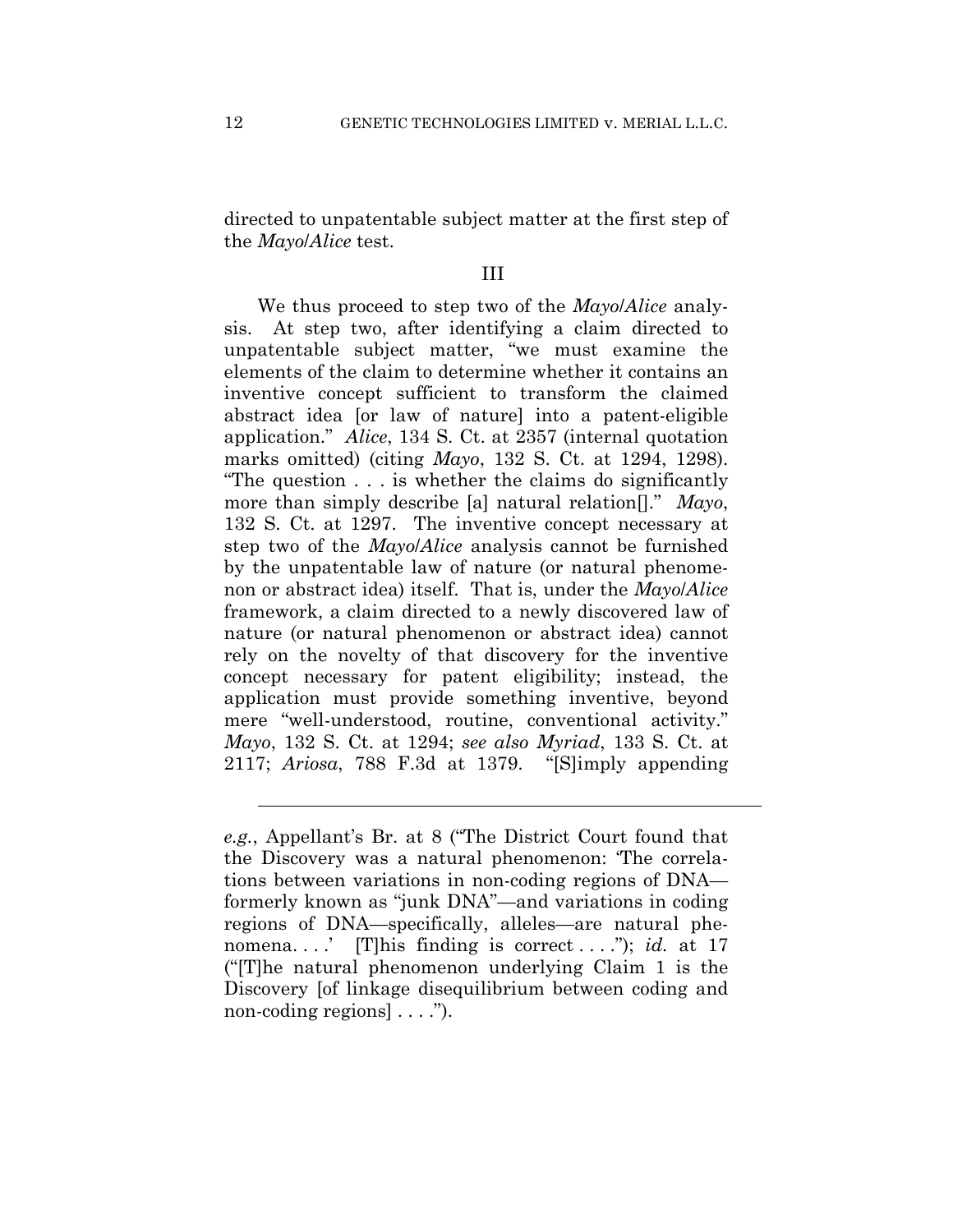directed to unpatentable subject matter at the first step of the *Mayo*/*Alice* test.

## III

We thus proceed to step two of the *Mayo*/*Alice* analysis. At step two, after identifying a claim directed to unpatentable subject matter, "we must examine the elements of the claim to determine whether it contains an inventive concept sufficient to transform the claimed abstract idea [or law of nature] into a patent-eligible application." *Alice*, 134 S. Ct. at 2357 (internal quotation marks omitted) (citing *Mayo*, 132 S. Ct. at 1294, 1298). "The question . . . is whether the claims do significantly more than simply describe [a] natural relation[]." *Mayo*, 132 S. Ct. at 1297. The inventive concept necessary at step two of the *Mayo*/*Alice* analysis cannot be furnished by the unpatentable law of nature (or natural phenomenon or abstract idea) itself. That is, under the *Mayo*/*Alice* framework, a claim directed to a newly discovered law of nature (or natural phenomenon or abstract idea) cannot rely on the novelty of that discovery for the inventive concept necessary for patent eligibility; instead, the application must provide something inventive, beyond mere "well-understood, routine, conventional activity." *Mayo*, 132 S. Ct. at 1294; *see also Myriad*, 133 S. Ct. at 2117; *Ariosa*, 788 F.3d at 1379. "[S]imply appending

---

*e.g.*, Appellant's Br. at 8 ("The District Court found that the Discovery was a natural phenomenon: 'The correlations between variations in non-coding regions of DNA—formerly known as "junk DNA"—and variations in coding regions of DNA—specifically, alleles—are natural phenomena. . . .' [T]his finding is correct . . . ."); *id.* at 17 ("[T]he natural phenomenon underlying Claim 1 is the Discovery [of linkage disequilibrium between coding and non-coding regions] . . . .").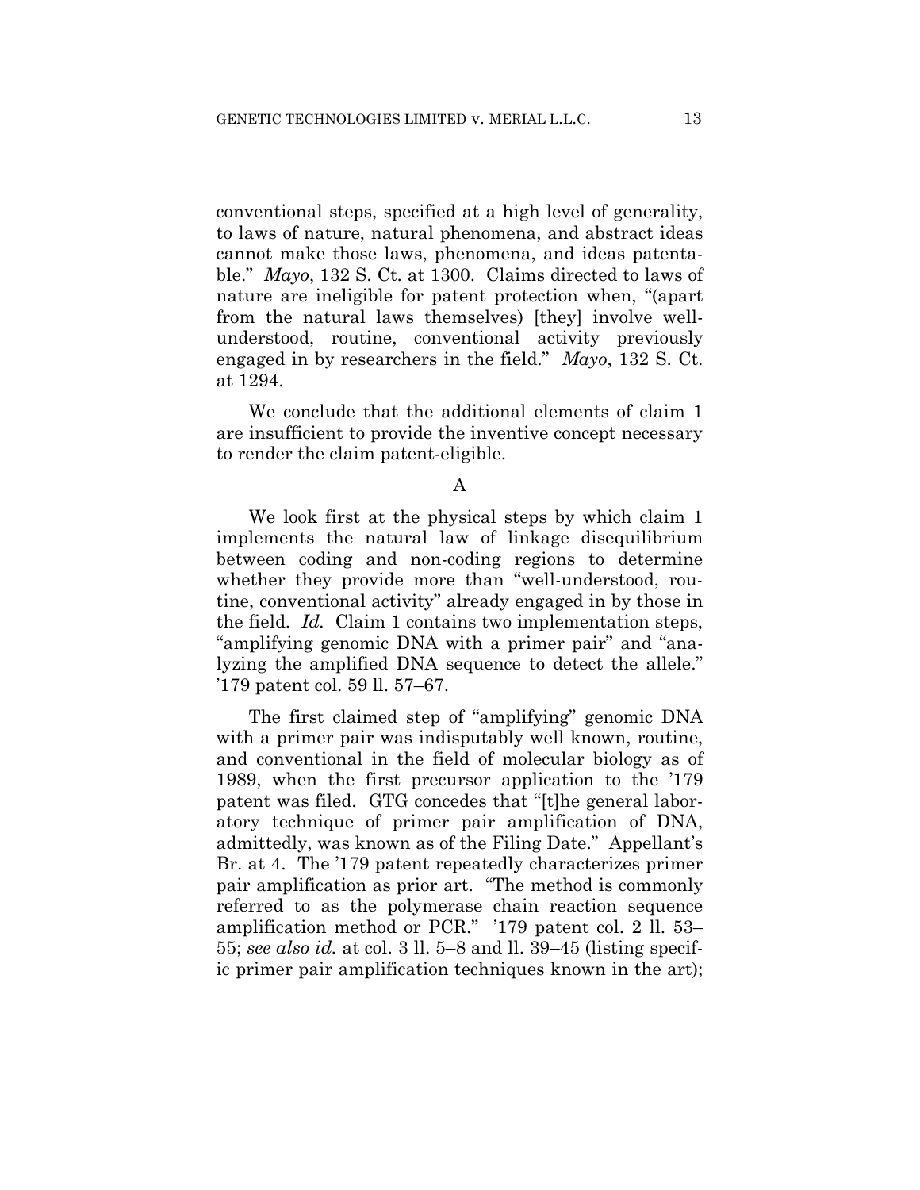conventional steps, specified at a high level of generality, to laws of nature, natural phenomena, and abstract ideas cannot make those laws, phenomena, and ideas patentable." *Mayo*, 132 S. Ct. at 1300. Claims directed to laws of nature are ineligible for patent protection when, "(apart from the natural laws themselves) [they] involve well-understood, routine, conventional activity previously engaged in by researchers in the field." *Mayo*, 132 S. Ct. at 1294.

We conclude that the additional elements of claim 1 are insufficient to provide the inventive concept necessary to render the claim patent-eligible.

A

We look first at the physical steps by which claim 1 implements the natural law of linkage disequilibrium between coding and non-coding regions to determine whether they provide more than "well-understood, routine, conventional activity" already engaged in by those in the field. *Id.* Claim 1 contains two implementation steps, "amplifying genomic DNA with a primer pair" and "analyzing the amplified DNA sequence to detect the allele." '179 patent col. 59 ll. 57–67.

The first claimed step of "amplifying" genomic DNA with a primer pair was indisputably well known, routine, and conventional in the field of molecular biology as of 1989, when the first precursor application to the '179 patent was filed. GTG concedes that "[t]he general laboratory technique of primer pair amplification of DNA, admittedly, was known as of the Filing Date." Appellant's Br. at 4. The '179 patent repeatedly characterizes primer pair amplification as prior art. "The method is commonly referred to as the polymerase chain reaction sequence amplification method or PCR." '179 patent col. 2 ll. 53–55; *see also id.* at col. 3 ll. 5–8 and ll. 39–45 (listing specific primer pair amplification techniques known in the art);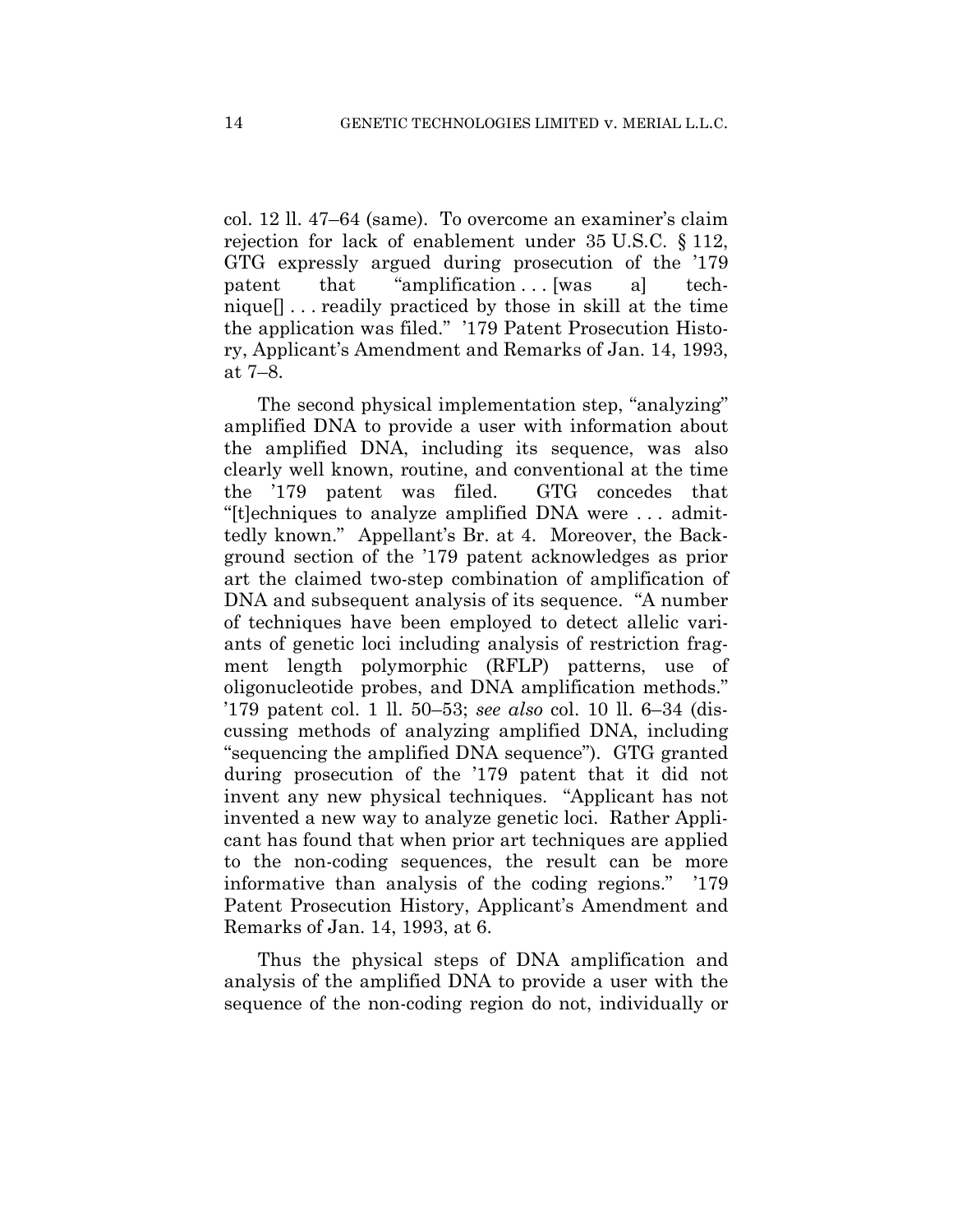col. 12 ll. 47–64 (same). To overcome an examiner's claim rejection for lack of enablement under 35 U.S.C. § 112, GTG expressly argued during prosecution of the '179 patent that "amplification . . . [was a] technique[] . . . readily practiced by those in skill at the time the application was filed." '179 Patent Prosecution History, Applicant's Amendment and Remarks of Jan. 14, 1993, at 7–8.

The second physical implementation step, "analyzing" amplified DNA to provide a user with information about the amplified DNA, including its sequence, was also clearly well known, routine, and conventional at the time the '179 patent was filed. GTG concedes that "[t]echniques to analyze amplified DNA were . . . admittedly known." Appellant's Br. at 4. Moreover, the Background section of the '179 patent acknowledges as prior art the claimed two-step combination of amplification of DNA and subsequent analysis of its sequence. "A number of techniques have been employed to detect allelic variants of genetic loci including analysis of restriction fragment length polymorphic (RFLP) patterns, use of oligonucleotide probes, and DNA amplification methods." '179 patent col. 1 ll. 50–53; *see also* col. 10 ll. 6–34 (discussing methods of analyzing amplified DNA, including "sequencing the amplified DNA sequence"). GTG granted during prosecution of the '179 patent that it did not invent any new physical techniques. "Applicant has not invented a new way to analyze genetic loci. Rather Applicant has found that when prior art techniques are applied to the non-coding sequences, the result can be more informative than analysis of the coding regions." '179 Patent Prosecution History, Applicant's Amendment and Remarks of Jan. 14, 1993, at 6.

Thus the physical steps of DNA amplification and analysis of the amplified DNA to provide a user with the sequence of the non-coding region do not, individually or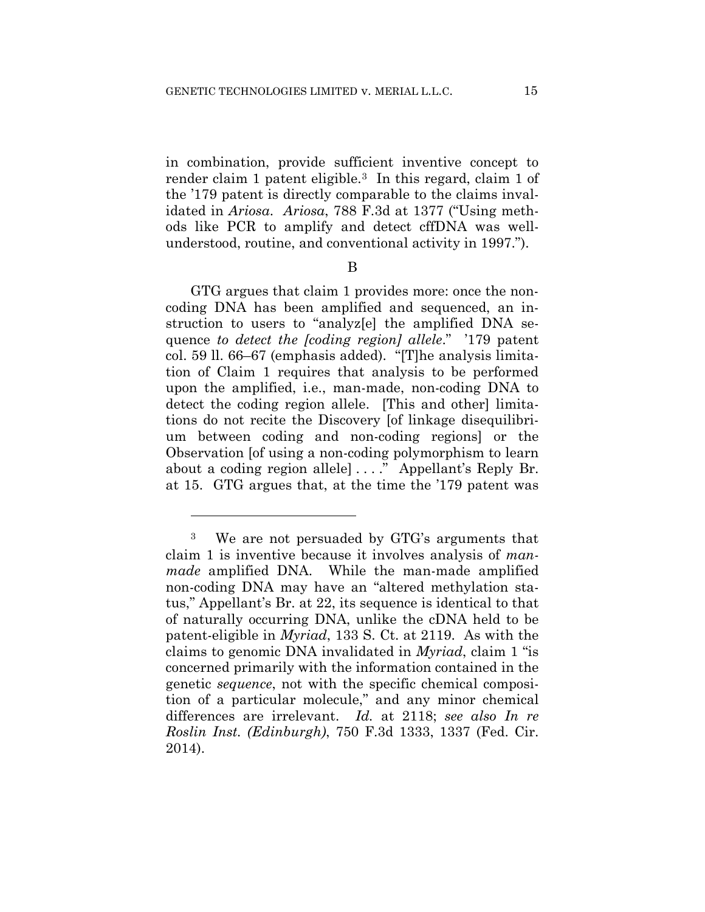in combination, provide sufficient inventive concept to render claim 1 patent eligible.[3] In this regard, claim 1 of the '179 patent is directly comparable to the claims invalidated in *Ariosa*. *Ariosa*, 788 F.3d at 1377 ("Using methods like PCR to amplify and detect cffDNA was well-understood, routine, and conventional activity in 1997.").

B

GTG argues that claim 1 provides more: once the non-coding DNA has been amplified and sequenced, an instruction to users to "analyz[e] the amplified DNA sequence *to detect the [coding region] allele*." '179 patent col. 59 ll. 66–67 (emphasis added). "[T]he analysis limitation of Claim 1 requires that analysis to be performed upon the amplified, i.e., man-made, non-coding DNA to detect the coding region allele. [This and other] limitations do not recite the Discovery [of linkage disequilibrium between coding and non-coding regions] or the Observation [of using a non-coding polymorphism to learn about a coding region allele] . . . ." Appellant's Reply Br. at 15. GTG argues that, at the time the '179 patent was

---

[3] We are not persuaded by GTG's arguments that claim 1 is inventive because it involves analysis of *man-made* amplified DNA. While the man-made amplified non-coding DNA may have an "altered methylation status," Appellant's Br. at 22, its sequence is identical to that of naturally occurring DNA, unlike the cDNA held to be patent-eligible in *Myriad*, 133 S. Ct. at 2119. As with the claims to genomic DNA invalidated in *Myriad*, claim 1 "is concerned primarily with the information contained in the genetic *sequence*, not with the specific chemical composition of a particular molecule," and any minor chemical differences are irrelevant. *Id.* at 2118; *see also In re Roslin Inst. (Edinburgh)*, 750 F.3d 1333, 1337 (Fed. Cir. 2014).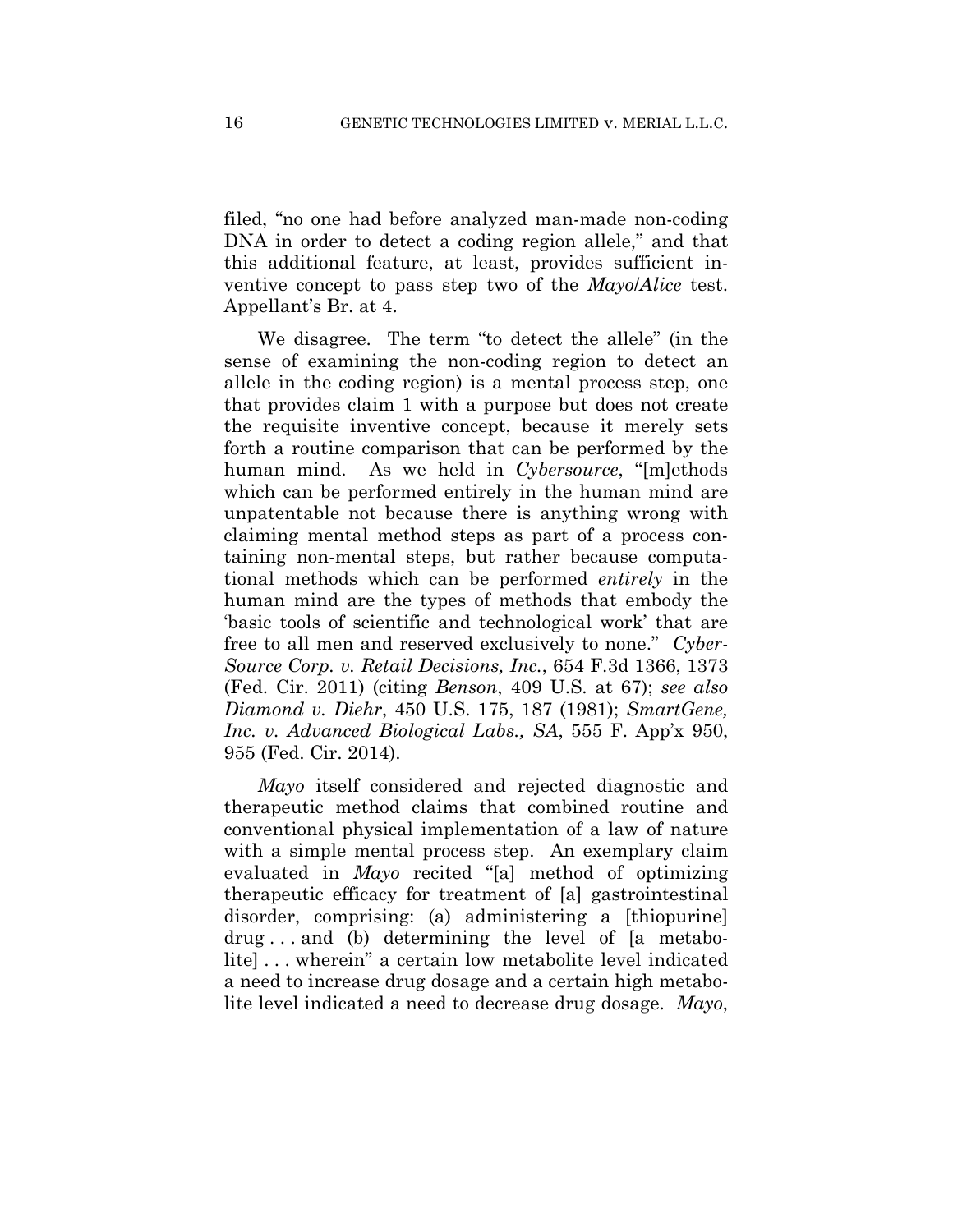filed, "no one had before analyzed man-made non-coding DNA in order to detect a coding region allele," and that this additional feature, at least, provides sufficient inventive concept to pass step two of the *Mayo*/*Alice* test. Appellant's Br. at 4.

We disagree. The term "to detect the allele" (in the sense of examining the non-coding region to detect an allele in the coding region) is a mental process step, one that provides claim 1 with a purpose but does not create the requisite inventive concept, because it merely sets forth a routine comparison that can be performed by the human mind. As we held in *Cybersource*, "[m]ethods which can be performed entirely in the human mind are unpatentable not because there is anything wrong with claiming mental method steps as part of a process containing non-mental steps, but rather because computational methods which can be performed *entirely* in the human mind are the types of methods that embody the 'basic tools of scientific and technological work' that are free to all men and reserved exclusively to none." *CyberSource Corp. v. Retail Decisions, Inc.*, 654 F.3d 1366, 1373 (Fed. Cir. 2011) (citing *Benson*, 409 U.S. at 67); *see also Diamond v. Diehr*, 450 U.S. 175, 187 (1981); *SmartGene, Inc. v. Advanced Biological Labs., SA*, 555 F. App'x 950, 955 (Fed. Cir. 2014).

*Mayo* itself considered and rejected diagnostic and therapeutic method claims that combined routine and conventional physical implementation of a law of nature with a simple mental process step. An exemplary claim evaluated in *Mayo* recited "[a] method of optimizing therapeutic efficacy for treatment of [a] gastrointestinal disorder, comprising: (a) administering a [thiopurine] drug . . . and (b) determining the level of [a metabolite] . . . wherein" a certain low metabolite level indicated a need to increase drug dosage and a certain high metabolite level indicated a need to decrease drug dosage. *Mayo*,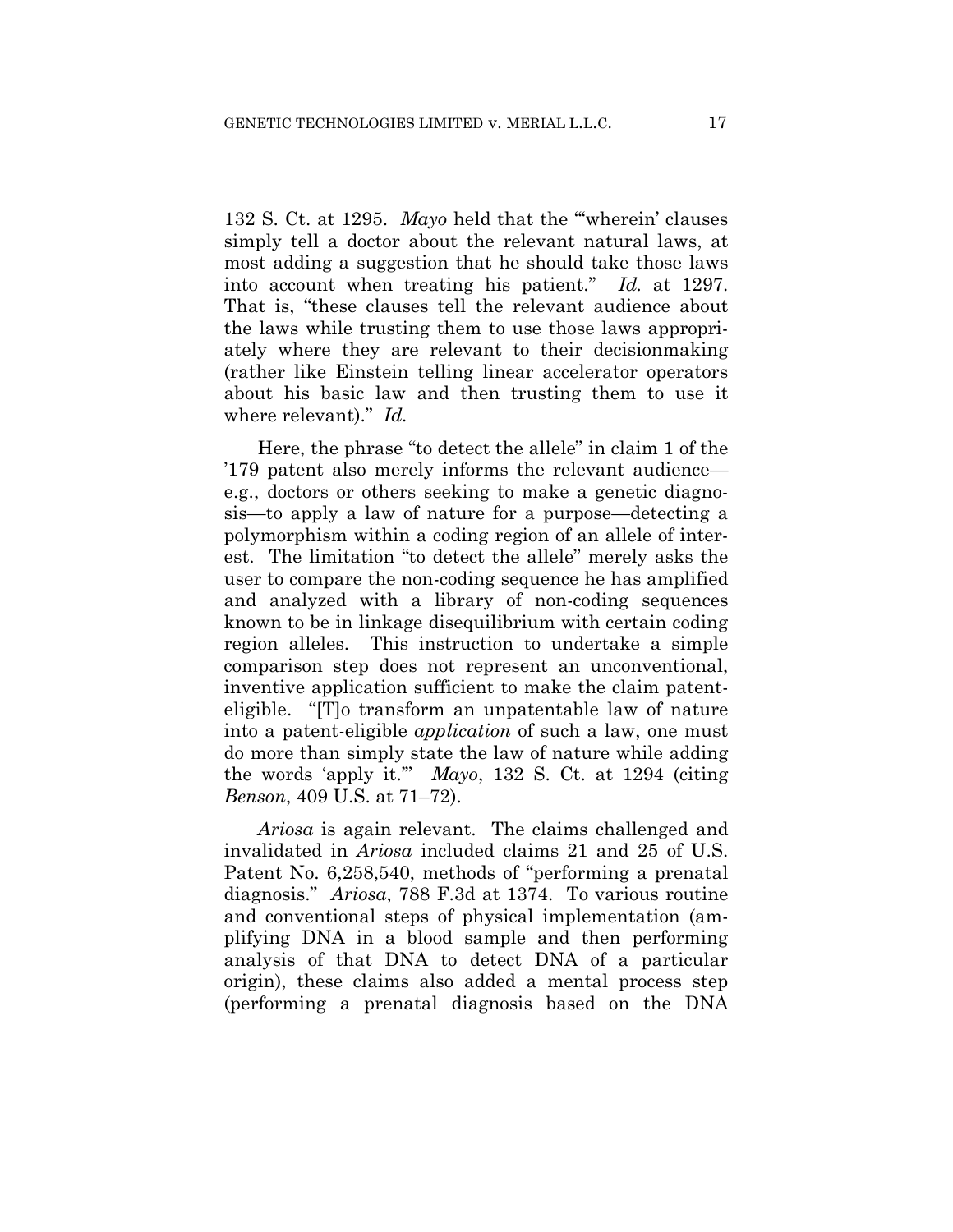132 S. Ct. at 1295. *Mayo* held that the "'wherein' clauses simply tell a doctor about the relevant natural laws, at most adding a suggestion that he should take those laws into account when treating his patient." *Id.* at 1297. That is, "these clauses tell the relevant audience about the laws while trusting them to use those laws appropriately where they are relevant to their decisionmaking (rather like Einstein telling linear accelerator operators about his basic law and then trusting them to use it where relevant)." *Id.*

Here, the phrase "to detect the allele" in claim 1 of the '179 patent also merely informs the relevant audience—e.g., doctors or others seeking to make a genetic diagnosis—to apply a law of nature for a purpose—detecting a polymorphism within a coding region of an allele of interest. The limitation "to detect the allele" merely asks the user to compare the non-coding sequence he has amplified and analyzed with a library of non-coding sequences known to be in linkage disequilibrium with certain coding region alleles. This instruction to undertake a simple comparison step does not represent an unconventional, inventive application sufficient to make the claim patent-eligible. "[T]o transform an unpatentable law of nature into a patent-eligible *application* of such a law, one must do more than simply state the law of nature while adding the words 'apply it.'" *Mayo*, 132 S. Ct. at 1294 (citing *Benson*, 409 U.S. at 71–72).

*Ariosa* is again relevant. The claims challenged and invalidated in *Ariosa* included claims 21 and 25 of U.S. Patent No. 6,258,540, methods of "performing a prenatal diagnosis." *Ariosa*, 788 F.3d at 1374. To various routine and conventional steps of physical implementation (amplifying DNA in a blood sample and then performing analysis of that DNA to detect DNA of a particular origin), these claims also added a mental process step (performing a prenatal diagnosis based on the DNA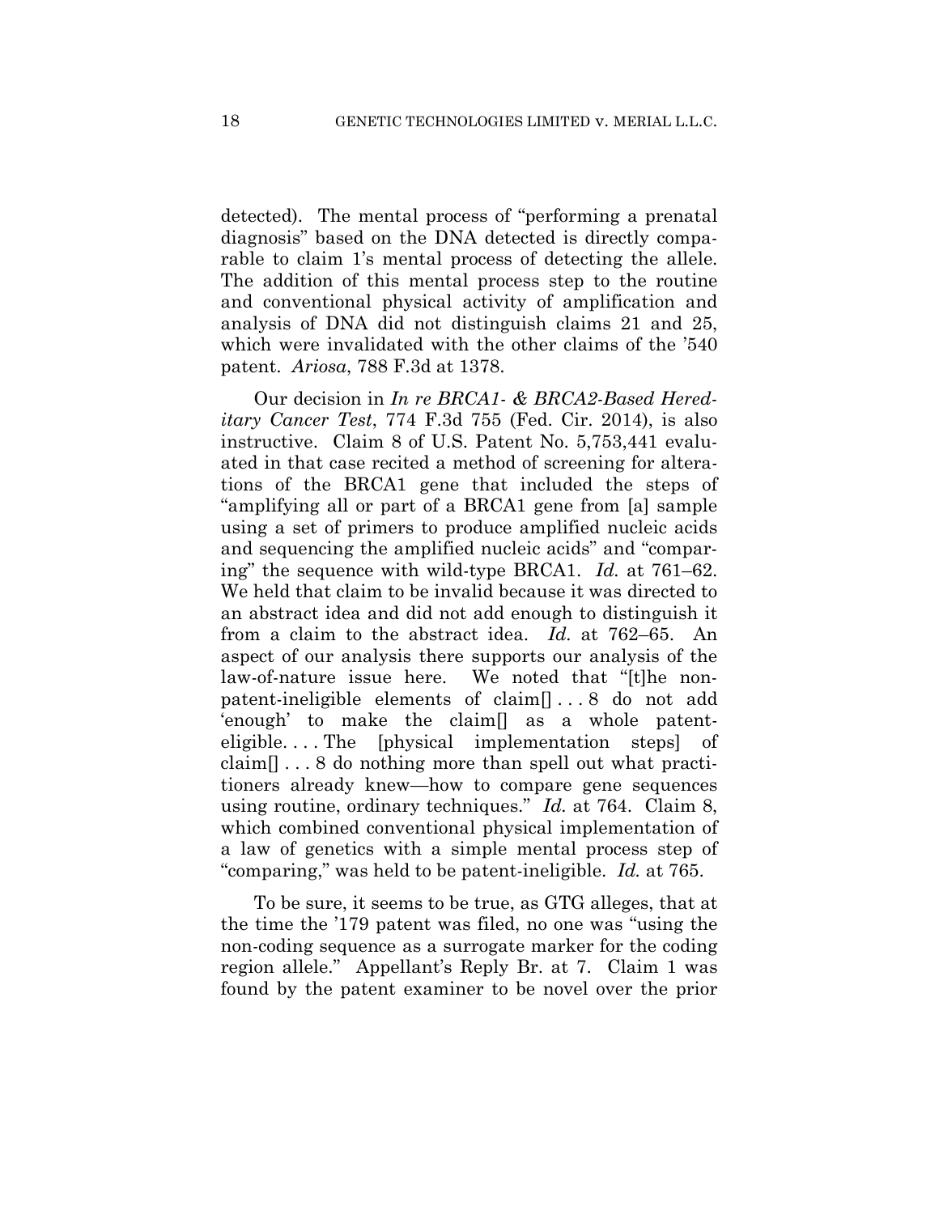detected). The mental process of "performing a prenatal diagnosis" based on the DNA detected is directly comparable to claim 1's mental process of detecting the allele. The addition of this mental process step to the routine and conventional physical activity of amplification and analysis of DNA did not distinguish claims 21 and 25, which were invalidated with the other claims of the '540 patent. *Ariosa*, 788 F.3d at 1378.

Our decision in *In re BRCA1- & BRCA2-Based Hereditary Cancer Test*, 774 F.3d 755 (Fed. Cir. 2014), is also instructive. Claim 8 of U.S. Patent No. 5,753,441 evaluated in that case recited a method of screening for alterations of the BRCA1 gene that included the steps of "amplifying all or part of a BRCA1 gene from [a] sample using a set of primers to produce amplified nucleic acids and sequencing the amplified nucleic acids" and "comparing" the sequence with wild-type BRCA1. *Id.* at 761–62. We held that claim to be invalid because it was directed to an abstract idea and did not add enough to distinguish it from a claim to the abstract idea. *Id.* at 762–65. An aspect of our analysis there supports our analysis of the law-of-nature issue here. We noted that "[t]he non-patent-ineligible elements of claim[] . . . 8 do not add 'enough' to make the claim[] as a whole patent-eligible. . . . The [physical implementation steps] of claim[] . . . 8 do nothing more than spell out what practitioners already knew—how to compare gene sequences using routine, ordinary techniques." *Id.* at 764. Claim 8, which combined conventional physical implementation of a law of genetics with a simple mental process step of "comparing," was held to be patent-ineligible. *Id.* at 765.

To be sure, it seems to be true, as GTG alleges, that at the time the '179 patent was filed, no one was "using the non-coding sequence as a surrogate marker for the coding region allele." Appellant's Reply Br. at 7. Claim 1 was found by the patent examiner to be novel over the prior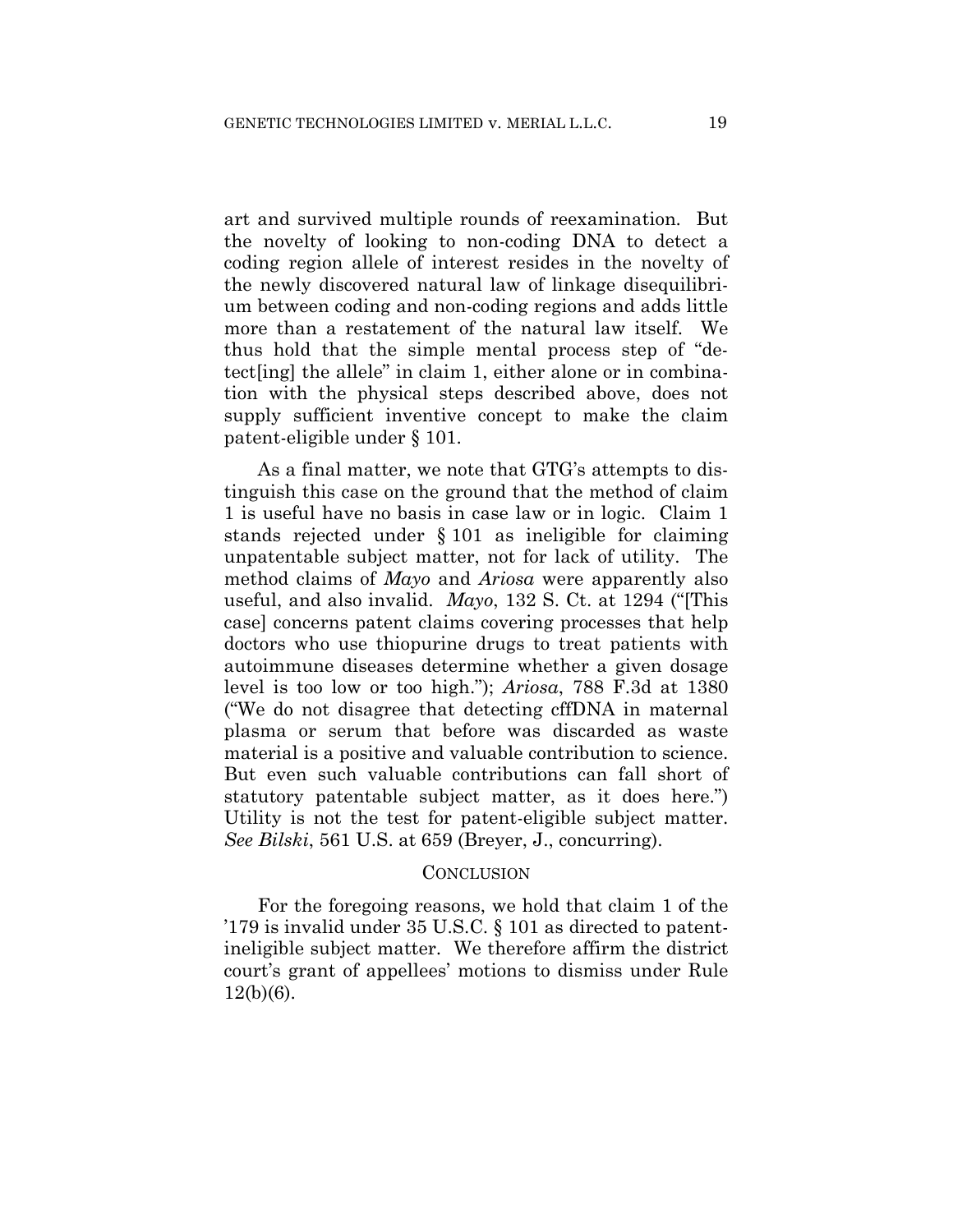art and survived multiple rounds of reexamination. But the novelty of looking to non-coding DNA to detect a coding region allele of interest resides in the novelty of the newly discovered natural law of linkage disequilibrium between coding and non-coding regions and adds little more than a restatement of the natural law itself. We thus hold that the simple mental process step of "detect[ing] the allele" in claim 1, either alone or in combination with the physical steps described above, does not supply sufficient inventive concept to make the claim patent-eligible under § 101.

As a final matter, we note that GTG's attempts to distinguish this case on the ground that the method of claim 1 is useful have no basis in case law or in logic. Claim 1 stands rejected under § 101 as ineligible for claiming unpatentable subject matter, not for lack of utility. The method claims of *Mayo* and *Ariosa* were apparently also useful, and also invalid. *Mayo*, 132 S. Ct. at 1294 ("[This case] concerns patent claims covering processes that help doctors who use thiopurine drugs to treat patients with autoimmune diseases determine whether a given dosage level is too low or too high."); *Ariosa*, 788 F.3d at 1380 ("We do not disagree that detecting cffDNA in maternal plasma or serum that before was discarded as waste material is a positive and valuable contribution to science. But even such valuable contributions can fall short of statutory patentable subject matter, as it does here.") Utility is not the test for patent-eligible subject matter. *See Bilski*, 561 U.S. at 659 (Breyer, J., concurring).

## CONCLUSION

For the foregoing reasons, we hold that claim 1 of the '179 is invalid under 35 U.S.C. § 101 as directed to patent-ineligible subject matter. We therefore affirm the district court's grant of appellees' motions to dismiss under Rule 12(b)(6).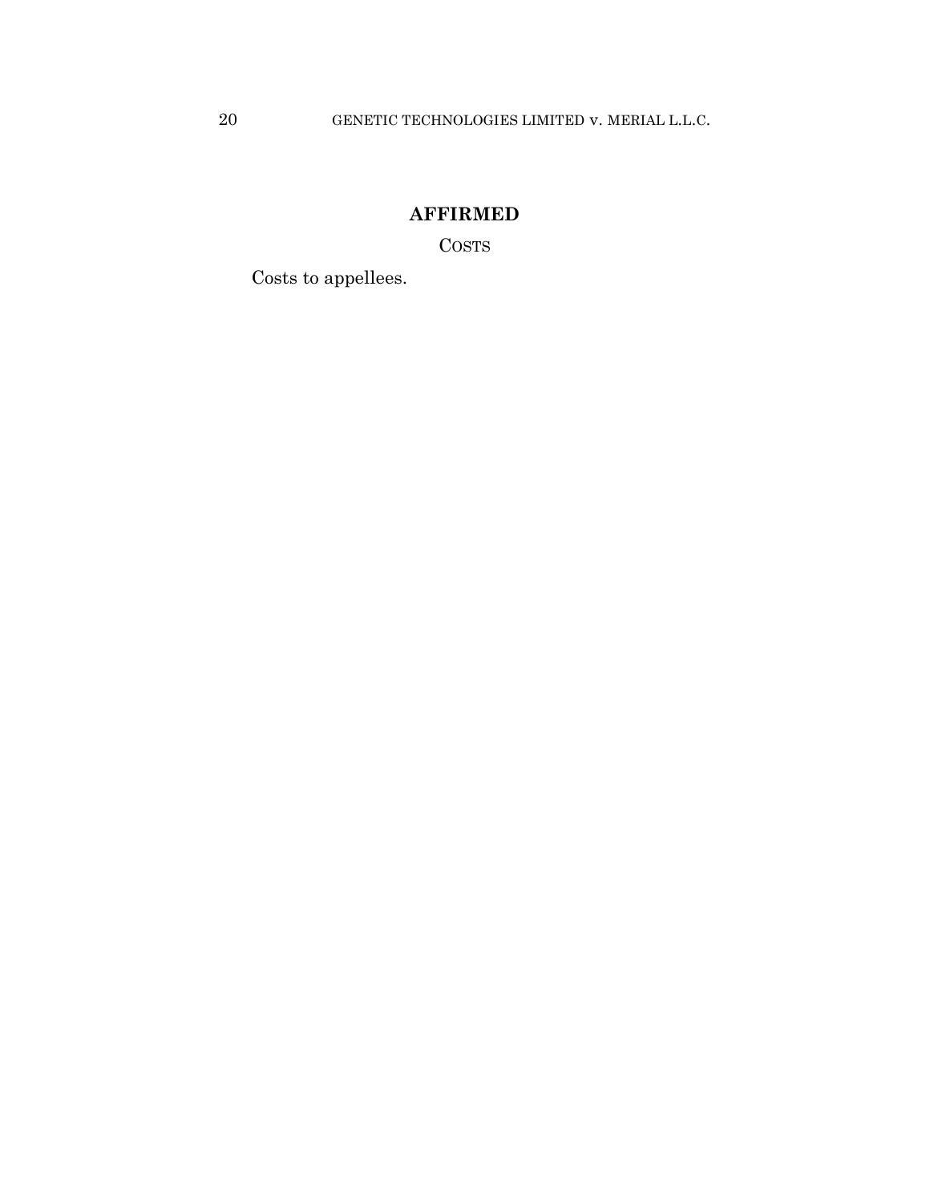**AFFIRMED**

COSTS

Costs to appellees.